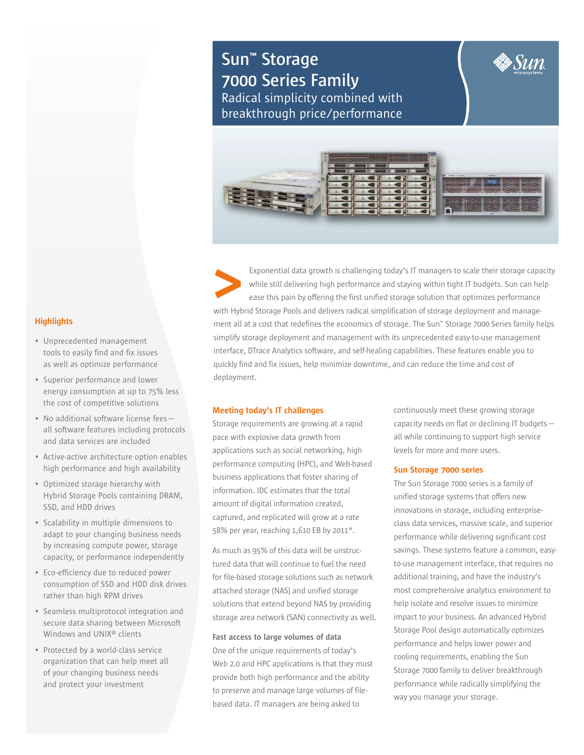# Sun™ Storage 7000 Series Family

## Radical simplicity combined with breakthrough price/performance

Exponential data growth is challenging today's IT managers to scale their storage capacity while still delivering high performance and staying within tight IT budgets. Sun can help ease this pain by offering the first unified storage solution that optimizes performance with Hybrid Storage Pools and delivers radical simplification of storage deployment and management all at a cost that redefines the economics of storage. The Sun™ Storage 7000 Series family helps simplify storage deployment and management with its unprecedented easy-to-use management interface, DTrace Analytics software, and self-healing capabilities. These features enable you to quickly find and fix issues, help minimize downtime, and can reduce the time and cost of deployment.

### Highlights

- Unprecedented management tools to easily find and fix issues as well as optimize performance
- Superior performance and lower energy consumption at up to 75% less the cost of competitive solutions
- No additional software license fees—all software features including protocols and data services are included
- Active-active architecture option enables high performance and high availability
- Optimized storage hierarchy with Hybrid Storage Pools containing DRAM, SSD, and HDD drives
- Scalability in multiple dimensions to adapt to your changing business needs by increasing compute power, storage capacity, or performance independently
- Eco-efficiency due to reduced power consumption of SSD and HDD disk drives rather than high RPM drives
- Seamless multiprotocol integration and secure data sharing between Microsoft Windows and UNIX® clients
- Protected by a world-class service organization that can help meet all of your changing business needs and protect your investment

### Meeting today's IT challenges

Storage requirements are growing at a rapid pace with explosive data growth from applications such as social networking, high performance computing (HPC), and Web-based business applications that foster sharing of information. IDC estimates that the total amount of digital information created, captured, and replicated will grow at a rate 58% per year, reaching 1,610 EB by 2011*.

As much as 95% of this data will be unstructured data that will continue to fuel the need for file-based storage solutions such as network attached storage (NAS) and unified storage solutions that extend beyond NAS by providing storage area network (SAN) connectivity as well.

#### Fast access to large volumes of data

One of the unique requirements of today's Web 2.0 and HPC applications is that they must provide both high performance and the ability to preserve and manage large volumes of file-based data. IT managers are being asked to continuously meet these growing storage capacity needs on flat or declining IT budgets—all while continuing to support high service levels for more and more users.

### Sun Storage 7000 series

The Sun Storage 7000 series is a family of unified storage systems that offers new innovations in storage, including enterprise-class data services, massive scale, and superior performance while delivering significant cost savings. These systems feature a common, easy-to-use management interface, that requires no additional training, and have the industry's most comprehensive analytics environment to help isolate and resolve issues to minimize impact to your business. An advanced Hybrid Storage Pool design automatically optimizes performance and helps lower power and cooling requirements, enabling the Sun Storage 7000 family to deliver breakthrough performance while radically simplifying the way you manage your storage.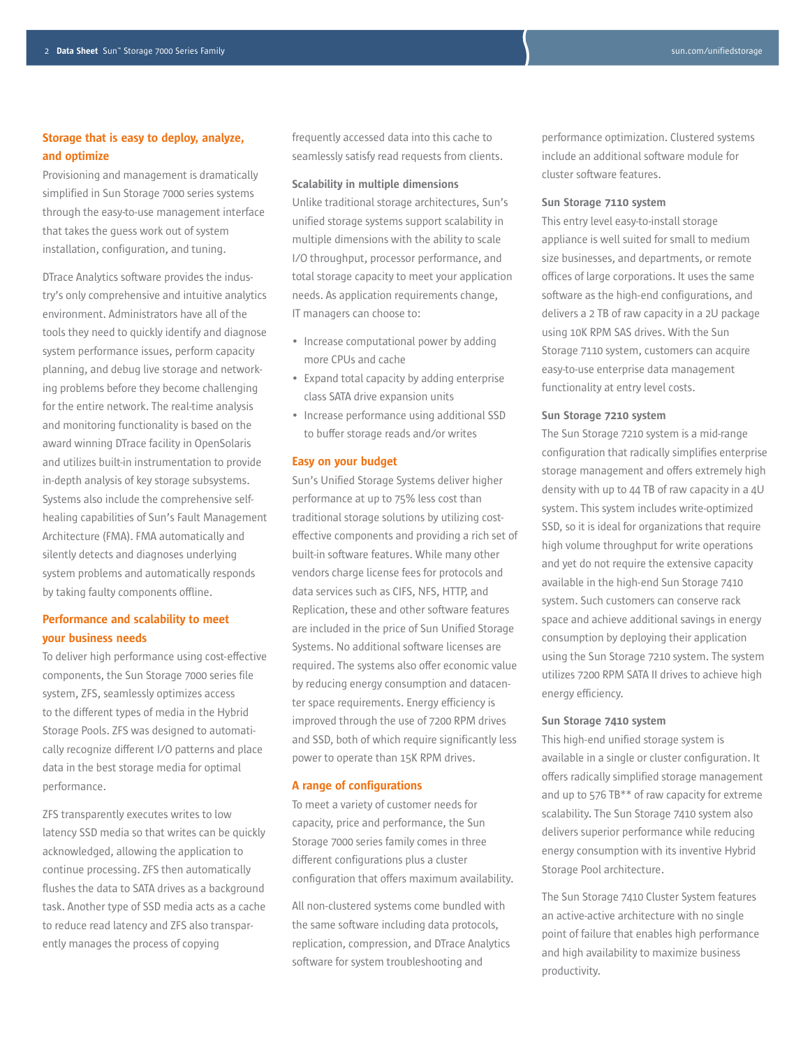## Storage that is easy to deploy, analyze, and optimize

Provisioning and management is dramatically simplified in Sun Storage 7000 series systems through the easy-to-use management interface that takes the guess work out of system installation, configuration, and tuning.

DTrace Analytics software provides the industry's only comprehensive and intuitive analytics environment. Administrators have all of the tools they need to quickly identify and diagnose system performance issues, perform capacity planning, and debug live storage and networking problems before they become challenging for the entire network. The real-time analysis and monitoring functionality is based on the award winning DTrace facility in OpenSolaris and utilizes built-in instrumentation to provide in-depth analysis of key storage subsystems. Systems also include the comprehensive self-healing capabilities of Sun's Fault Management Architecture (FMA). FMA automatically and silently detects and diagnoses underlying system problems and automatically responds by taking faulty components offline.

## Performance and scalability to meet your business needs

To deliver high performance using cost-effective components, the Sun Storage 7000 series file system, ZFS, seamlessly optimizes access to the different types of media in the Hybrid Storage Pools. ZFS was designed to automatically recognize different I/O patterns and place data in the best storage media for optimal performance.

ZFS transparently executes writes to low latency SSD media so that writes can be quickly acknowledged, allowing the application to continue processing. ZFS then automatically flushes the data to SATA drives as a background task. Another type of SSD media acts as a cache to reduce read latency and ZFS also transparently manages the process of copying frequently accessed data into this cache to seamlessly satisfy read requests from clients.

### Scalability in multiple dimensions

Unlike traditional storage architectures, Sun's unified storage systems support scalability in multiple dimensions with the ability to scale I/O throughput, processor performance, and total storage capacity to meet your application needs. As application requirements change, IT managers can choose to:

- Increase computational power by adding more CPUs and cache
- Expand total capacity by adding enterprise class SATA drive expansion units
- Increase performance using additional SSD to buffer storage reads and/or writes

## Easy on your budget

Sun's Unified Storage Systems deliver higher performance at up to 75% less cost than traditional storage solutions by utilizing cost-effective components and providing a rich set of built-in software features. While many other vendors charge license fees for protocols and data services such as CIFS, NFS, HTTP, and Replication, these and other software features are included in the price of Sun Unified Storage Systems. No additional software licenses are required. The systems also offer economic value by reducing energy consumption and datacenter space requirements. Energy efficiency is improved through the use of 7200 RPM drives and SSD, both of which require significantly less power to operate than 15K RPM drives.

## A range of configurations

To meet a variety of customer needs for capacity, price and performance, the Sun Storage 7000 series family comes in three different configurations plus a cluster configuration that offers maximum availability.

All non-clustered systems come bundled with the same software including data protocols, replication, compression, and DTrace Analytics software for system troubleshooting and performance optimization. Clustered systems include an additional software module for cluster software features.

### Sun Storage 7110 system

This entry level easy-to-install storage appliance is well suited for small to medium size businesses, and departments, or remote offices of large corporations. It uses the same software as the high-end configurations, and delivers a 2 TB of raw capacity in a 2U package using 10K RPM SAS drives. With the Sun Storage 7110 system, customers can acquire easy-to-use enterprise data management functionality at entry level costs.

### Sun Storage 7210 system

The Sun Storage 7210 system is a mid-range configuration that radically simplifies enterprise storage management and offers extremely high density with up to 44 TB of raw capacity in a 4U system. This system includes write-optimized SSD, so it is ideal for organizations that require high volume throughput for write operations and yet do not require the extensive capacity available in the high-end Sun Storage 7410 system. Such customers can conserve rack space and achieve additional savings in energy consumption by deploying their application using the Sun Storage 7210 system. The system utilizes 7200 RPM SATA II drives to achieve high energy efficiency.

### Sun Storage 7410 system

This high-end unified storage system is available in a single or cluster configuration. It offers radically simplified storage management and up to 576 TB** of raw capacity for extreme scalability. The Sun Storage 7410 system also delivers superior performance while reducing energy consumption with its inventive Hybrid Storage Pool architecture.

The Sun Storage 7410 Cluster System features an active-active architecture with no single point of failure that enables high performance and high availability to maximize business productivity.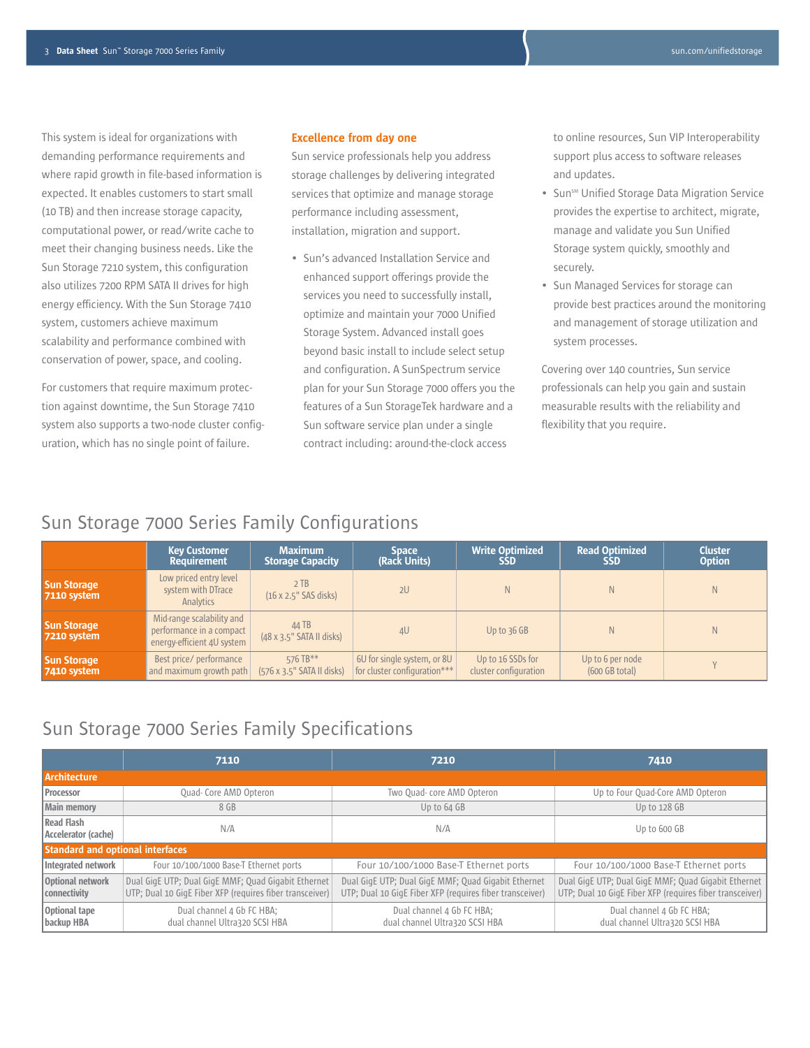This system is ideal for organizations with demanding performance requirements and where rapid growth in file-based information is expected. It enables customers to start small (10 TB) and then increase storage capacity, computational power, or read/write cache to meet their changing business needs. Like the Sun Storage 7210 system, this configuration also utilizes 7200 RPM SATA II drives for high energy efficiency. With the Sun Storage 7410 system, customers achieve maximum scalability and performance combined with conservation of power, space, and cooling.

For customers that require maximum protection against downtime, the Sun Storage 7410 system also supports a two-node cluster configuration, which has no single point of failure.

### Excellence from day one

Sun service professionals help you address storage challenges by delivering integrated services that optimize and manage storage performance including assessment, installation, migration and support.

- Sun's advanced Installation Service and enhanced support offerings provide the services you need to successfully install, optimize and maintain your 7000 Unified Storage System. Advanced install goes beyond basic install to include select setup and configuration. A SunSpectrum service plan for your Sun Storage 7000 offers you the features of a Sun StorageTek hardware and a Sun software service plan under a single contract including: around-the-clock access to online resources, Sun VIP Interoperability support plus access to software releases and updates.
- Sun℠ Unified Storage Data Migration Service provides the expertise to architect, migrate, manage and validate you Sun Unified Storage system quickly, smoothly and securely.
- Sun Managed Services for storage can provide best practices around the monitoring and management of storage utilization and system processes.

Covering over 140 countries, Sun service professionals can help you gain and sustain measurable results with the reliability and flexibility that you require.

## Sun Storage 7000 Series Family Configurations

| | Key Customer Requirement | Maximum Storage Capacity | Space (Rack Units) | Write Optimized SSD | Read Optimized SSD | Cluster Option |
|---|---|---|---|---|---|---|
| **Sun Storage 7110 system** | Low priced entry level system with DTrace Analytics | 2 TB (16 x 2.5" SAS disks) | 2U | N | N | N |
| **Sun Storage 7210 system** | Mid-range scalability and performance in a compact energy-efficient 4U system | 44 TB (48 x 3.5" SATA II disks) | 4U | Up to 36 GB | N | N |
| **Sun Storage 7410 system** | Best price/ performance and maximum growth path | 576 TB** (576 x 3.5" SATA II disks) | 6U for single system, or 8U for cluster configuration*** | Up to 16 SSDs for cluster configuration | Up to 6 per node (600 GB total) | Y |

## Sun Storage 7000 Series Family Specifications

| | 7110 | 7210 | 7410 |
|---|---|---|---|
| **Architecture** | | | |
| Processor | Quad- Core AMD Opteron | Two Quad- core AMD Opteron | Up to Four Quad-Core AMD Opteron |
| Main memory | 8 GB | Up to 64 GB | Up to 128 GB |
| Read Flash Accelerator (cache) | N/A | N/A | Up to 600 GB |
| **Standard and optional interfaces** | | | |
| Integrated network | Four 10/100/1000 Base-T Ethernet ports | Four 10/100/1000 Base-T Ethernet ports | Four 10/100/1000 Base-T Ethernet ports |
| Optional network connectivity | Dual GigE UTP; Dual GigE MMF; Quad Gigabit Ethernet UTP; Dual 10 GigE Fiber XFP (requires fiber transceiver) | Dual GigE UTP; Dual GigE MMF; Quad Gigabit Ethernet UTP; Dual 10 GigE Fiber XFP (requires fiber transceiver) | Dual GigE UTP; Dual GigE MMF; Quad Gigabit Ethernet UTP; Dual 10 GigE Fiber XFP (requires fiber transceiver) |
| Optional tape backup HBA | Dual channel 4 Gb FC HBA; dual channel Ultra320 SCSI HBA | Dual channel 4 Gb FC HBA; dual channel Ultra320 SCSI HBA | Dual channel 4 Gb FC HBA; dual channel Ultra320 SCSI HBA |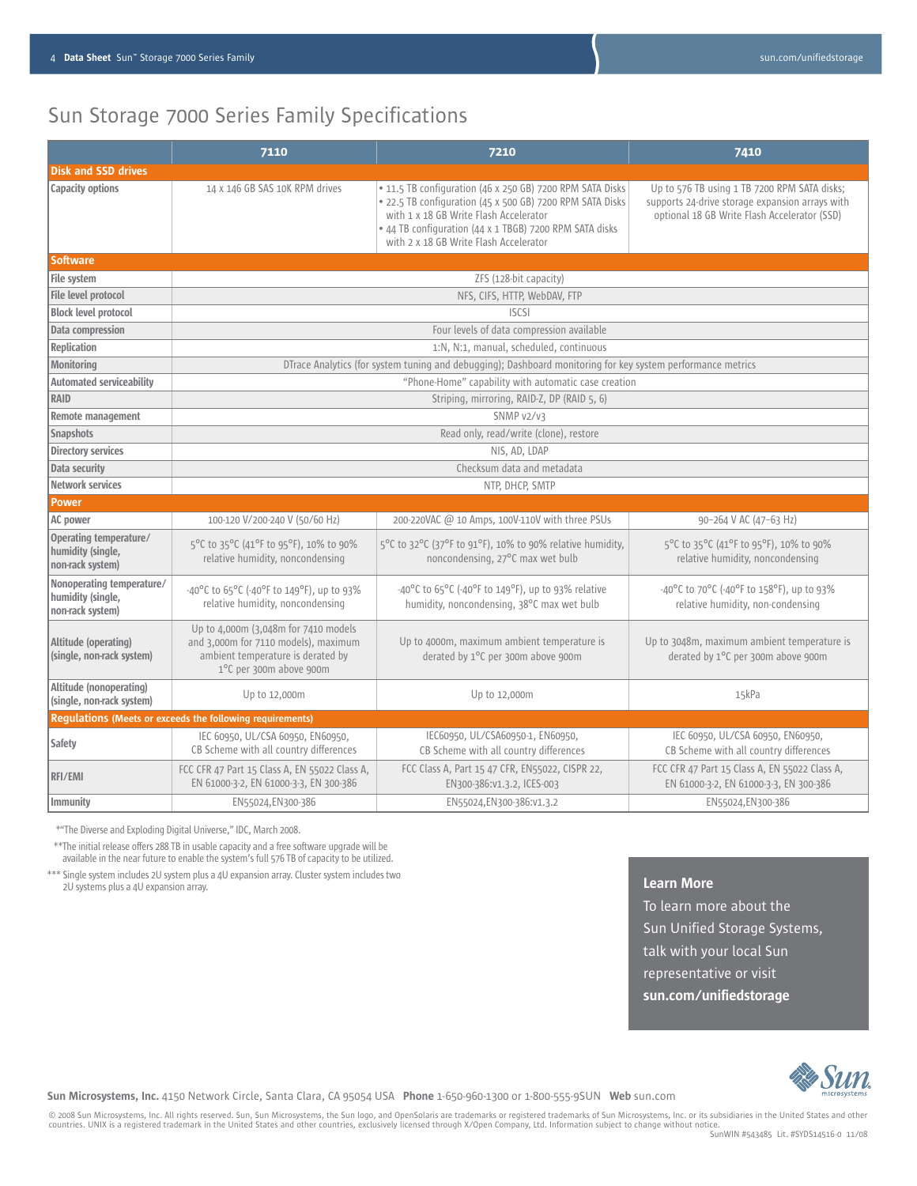# Sun Storage 7000 Series Family Specifications

| | 7110 | 7210 | 7410 |
|---|---|---|---|
| **Disk and SSD drives** | | | |
| **Capacity options** | 14 x 146 GB SAS 10K RPM drives | • 11.5 TB configuration (46 x 250 GB) 7200 RPM SATA Disks<br>• 22.5 TB configuration (45 x 500 GB) 7200 RPM SATA Disks with 1 x 18 GB Write Flash Accelerator<br>• 44 TB configuration (44 x 1 TBGB) 7200 RPM SATA disks with 2 x 18 GB Write Flash Accelerator | Up to 576 TB using 1 TB 7200 RPM SATA disks; supports 24-drive storage expansion arrays with optional 18 GB Write Flash Accelerator (SSD) |
| **Software** | | | |
| **File system** | ZFS (128-bit capacity) | | |
| **File level protocol** | NFS, CIFS, HTTP, WebDAV, FTP | | |
| **Block level protocol** | ISCSI | | |
| **Data compression** | Four levels of data compression available | | |
| **Replication** | 1:N, N:1, manual, scheduled, continuous | | |
| **Monitoring** | DTrace Analytics (for system tuning and debugging); Dashboard monitoring for key system performance metrics | | |
| **Automated serviceability** | "Phone-Home" capability with automatic case creation | | |
| **RAID** | Striping, mirroring, RAID-Z, DP (RAID 5, 6) | | |
| **Remote management** | SNMP v2/v3 | | |
| **Snapshots** | Read only, read/write (clone), restore | | |
| **Directory services** | NIS, AD, LDAP | | |
| **Data security** | Checksum data and metadata | | |
| **Network services** | NTP, DHCP, SMTP | | |
| **Power** | | | |
| **AC power** | 100-120 V/200-240 V (50/60 Hz) | 200-220VAC @ 10 Amps, 100V-110V with three PSUs | 90–264 V AC (47–63 Hz) |
| **Operating temperature/ humidity (single, non-rack system)** | 5°C to 35°C (41°F to 95°F), 10% to 90% relative humidity, noncondensing | 5°C to 32°C (37°F to 91°F), 10% to 90% relative humidity, noncondensing, 27°C max wet bulb | 5°C to 35°C (41°F to 95°F), 10% to 90% relative humidity, noncondensing |
| **Nonoperating temperature/ humidity (single, non-rack system)** | -40°C to 65°C (-40°F to 149°F), up to 93% relative humidity, noncondensing | -40°C to 65°C (-40°F to 149°F), up to 93% relative humidity, noncondensing, 38°C max wet bulb | -40°C to 70°C (-40°F to 158°F), up to 93% relative humidity, non-condensing |
| **Altitude (operating) (single, non-rack system)** | Up to 4,000m (3,048m for 7410 models and 3,000m for 7110 models), maximum ambient temperature is derated by 1°C per 300m above 900m | Up to 4000m, maximum ambient temperature is derated by 1°C per 300m above 900m | Up to 3048m, maximum ambient temperature is derated by 1°C per 300m above 900m |
| **Altitude (nonoperating) (single, non-rack system)** | Up to 12,000m | Up to 12,000m | 15kPa |
| **Regulations** (Meets or exceeds the following requirements) | | | |
| **Safety** | IEC 60950, UL/CSA 60950, EN60950, CB Scheme with all country differences | IEC60950, UL/CSA60950-1, EN60950, CB Scheme with all country differences | IEC 60950, UL/CSA 60950, EN60950, CB Scheme with all country differences |
| **RFI/EMI** | FCC CFR 47 Part 15 Class A, EN 55022 Class A, EN 61000-3-2, EN 61000-3-3, EN 300-386 | FCC Class A, Part 15 47 CFR, EN55022, CISPR 22, EN300-386:v1.3.2, ICES-003 | FCC CFR 47 Part 15 Class A, EN 55022 Class A, EN 61000-3-2, EN 61000-3-3, EN 300-386 |
| **Immunity** | EN55024,EN300-386 | EN55024,EN300-386:v1.3.2 | EN55024,EN300-386 |

*"The Diverse and Exploding Digital Universe," IDC, March 2008.

**The initial release offers 288 TB in usable capacity and a free software upgrade will be available in the near future to enable the system's full 576 TB of capacity to be utilized.

*** Single system includes 2U system plus a 4U expansion array. Cluster system includes two 2U systems plus a 4U expansion array.

**Learn More**

To learn more about the Sun Unified Storage Systems, talk with your local Sun representative or visit **sun.com/unifiedstorage**

**Sun Microsystems, Inc.** 4150 Network Circle, Santa Clara, CA 95054 USA **Phone** 1-650-960-1300 or 1-800-555-9SUN **Web** sun.com

© 2008 Sun Microsystems, Inc. All rights reserved. Sun, Sun Microsystems, the Sun logo, and OpenSolaris are trademarks or registered trademarks of Sun Microsystems, Inc. or its subsidiaries in the United States and other countries. UNIX is a registered trademark in the United States and other countries, exclusively licensed through X/Open Company, Ltd. Information subject to change without notice.

SunWIN #543485 Lit. #SYDS14516-0 11/08